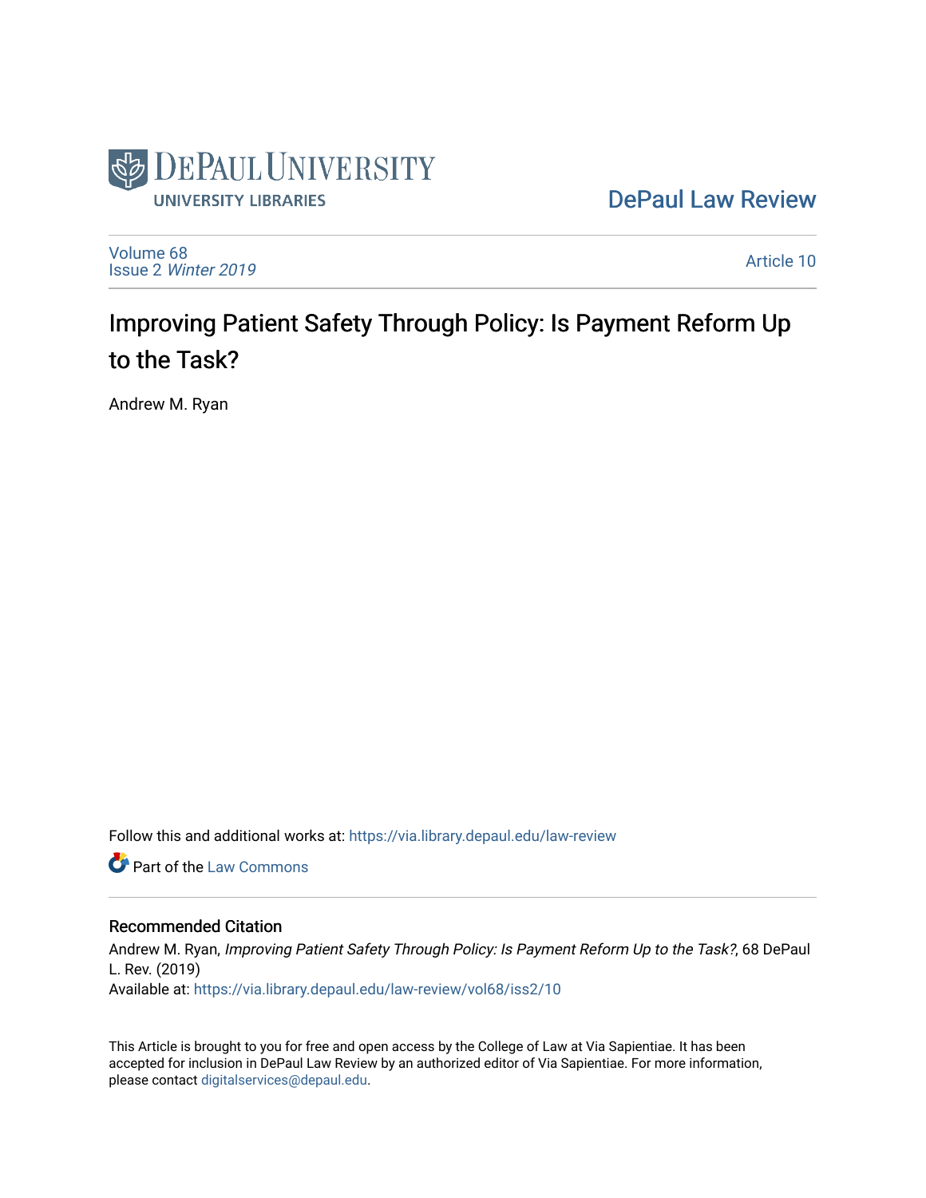DePaul University
UNIVERSITY LIBRARIES

DePaul Law Review

Volume 68
Issue 2 *Winter 2019*

Article 10

# Improving Patient Safety Through Policy: Is Payment Reform Up to the Task?

Andrew M. Ryan

Follow this and additional works at: https://via.library.depaul.edu/law-review

Part of the Law Commons

## Recommended Citation

Andrew M. Ryan, *Improving Patient Safety Through Policy: Is Payment Reform Up to the Task?*, 68 DePaul L. Rev. (2019)
Available at: https://via.library.depaul.edu/law-review/vol68/iss2/10

This Article is brought to you for free and open access by the College of Law at Via Sapientiae. It has been accepted for inclusion in DePaul Law Review by an authorized editor of Via Sapientiae. For more information, please contact digitalservices@depaul.edu.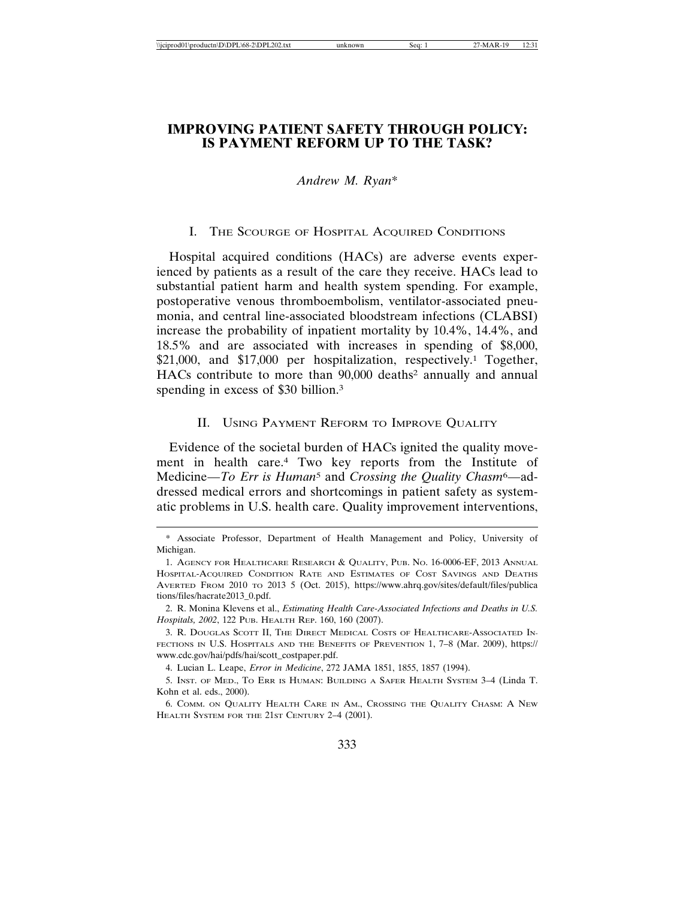# IMPROVING PATIENT SAFETY THROUGH POLICY: IS PAYMENT REFORM UP TO THE TASK?

*Andrew M. Ryan**

## I. THE SCOURGE OF HOSPITAL ACQUIRED CONDITIONS

Hospital acquired conditions (HACs) are adverse events experienced by patients as a result of the care they receive. HACs lead to substantial patient harm and health system spending. For example, postoperative venous thromboembolism, ventilator-associated pneumonia, and central line-associated bloodstream infections (CLABSI) increase the probability of inpatient mortality by 10.4%, 14.4%, and 18.5% and are associated with increases in spending of $8,000, $21,000, and $17,000 per hospitalization, respectively.[1] Together, HACs contribute to more than 90,000 deaths[2] annually and annual spending in excess of $30 billion.[3]

## II. USING PAYMENT REFORM TO IMPROVE QUALITY

Evidence of the societal burden of HACs ignited the quality movement in health care.[4] Two key reports from the Institute of Medicine—*To Err is Human*[5] and *Crossing the Quality Chasm*[6]—addressed medical errors and shortcomings in patient safety as systematic problems in U.S. health care. Quality improvement interventions,

---

\* Associate Professor, Department of Health Management and Policy, University of Michigan.

1. AGENCY FOR HEALTHCARE RESEARCH & QUALITY, PUB. NO. 16-0006-EF, 2013 ANNUAL HOSPITAL-ACQUIRED CONDITION RATE AND ESTIMATES OF COST SAVINGS AND DEATHS AVERTED FROM 2010 TO 2013 5 (Oct. 2015), https://www.ahrq.gov/sites/default/files/publications/files/hacrate2013_0.pdf.

2. R. Monina Klevens et al., *Estimating Health Care-Associated Infections and Deaths in U.S. Hospitals, 2002*, 122 PUB. HEALTH REP. 160, 160 (2007).

3. R. DOUGLAS SCOTT II, THE DIRECT MEDICAL COSTS OF HEALTHCARE-ASSOCIATED INFECTIONS IN U.S. HOSPITALS AND THE BENEFITS OF PREVENTION 1, 7–8 (Mar. 2009), https://www.cdc.gov/hai/pdfs/hai/scott_costpaper.pdf.

4. Lucian L. Leape, *Error in Medicine*, 272 JAMA 1851, 1855, 1857 (1994).

5. INST. OF MED., TO ERR IS HUMAN: BUILDING A SAFER HEALTH SYSTEM 3–4 (Linda T. Kohn et al. eds., 2000).

6. COMM. ON QUALITY HEALTH CARE IN AM., CROSSING THE QUALITY CHASM: A NEW HEALTH SYSTEM FOR THE 21ST CENTURY 2–4 (2001).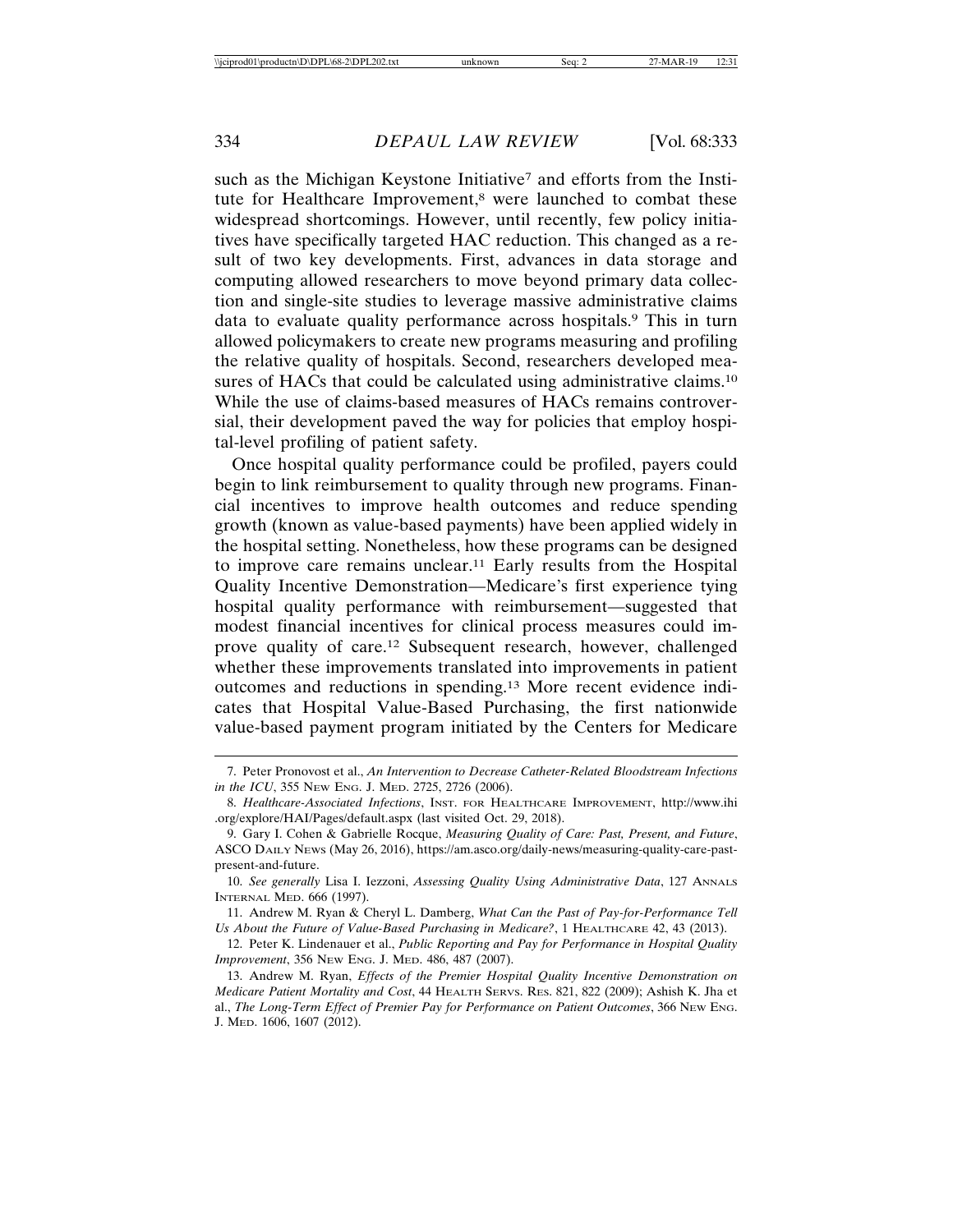such as the Michigan Keystone Initiative[7] and efforts from the Institute for Healthcare Improvement,[8] were launched to combat these widespread shortcomings. However, until recently, few policy initiatives have specifically targeted HAC reduction. This changed as a result of two key developments. First, advances in data storage and computing allowed researchers to move beyond primary data collection and single-site studies to leverage massive administrative claims data to evaluate quality performance across hospitals.[9] This in turn allowed policymakers to create new programs measuring and profiling the relative quality of hospitals. Second, researchers developed measures of HACs that could be calculated using administrative claims.[10] While the use of claims-based measures of HACs remains controversial, their development paved the way for policies that employ hospital-level profiling of patient safety.

Once hospital quality performance could be profiled, payers could begin to link reimbursement to quality through new programs. Financial incentives to improve health outcomes and reduce spending growth (known as value-based payments) have been applied widely in the hospital setting. Nonetheless, how these programs can be designed to improve care remains unclear.[11] Early results from the Hospital Quality Incentive Demonstration—Medicare's first experience tying hospital quality performance with reimbursement—suggested that modest financial incentives for clinical process measures could improve quality of care.[12] Subsequent research, however, challenged whether these improvements translated into improvements in patient outcomes and reductions in spending.[13] More recent evidence indicates that Hospital Value-Based Purchasing, the first nationwide value-based payment program initiated by the Centers for Medicare

---

7. Peter Pronovost et al., *An Intervention to Decrease Catheter-Related Bloodstream Infections in the ICU*, 355 NEW ENG. J. MED. 2725, 2726 (2006).

8. *Healthcare-Associated Infections*, INST. FOR HEALTHCARE IMPROVEMENT, http://www.ihi.org/explore/HAI/Pages/default.aspx (last visited Oct. 29, 2018).

9. Gary I. Cohen & Gabrielle Rocque, *Measuring Quality of Care: Past, Present, and Future*, ASCO DAILY NEWS (May 26, 2016), https://am.asco.org/daily-news/measuring-quality-care-past-present-and-future.

10. *See generally* Lisa I. Iezzoni, *Assessing Quality Using Administrative Data*, 127 ANNALS INTERNAL MED. 666 (1997).

11. Andrew M. Ryan & Cheryl L. Damberg, *What Can the Past of Pay-for-Performance Tell Us About the Future of Value-Based Purchasing in Medicare?*, 1 HEALTHCARE 42, 43 (2013).

12. Peter K. Lindenauer et al., *Public Reporting and Pay for Performance in Hospital Quality Improvement*, 356 NEW ENG. J. MED. 486, 487 (2007).

13. Andrew M. Ryan, *Effects of the Premier Hospital Quality Incentive Demonstration on Medicare Patient Mortality and Cost*, 44 HEALTH SERVS. RES. 821, 822 (2009); Ashish K. Jha et al., *The Long-Term Effect of Premier Pay for Performance on Patient Outcomes*, 366 NEW ENG. J. MED. 1606, 1607 (2012).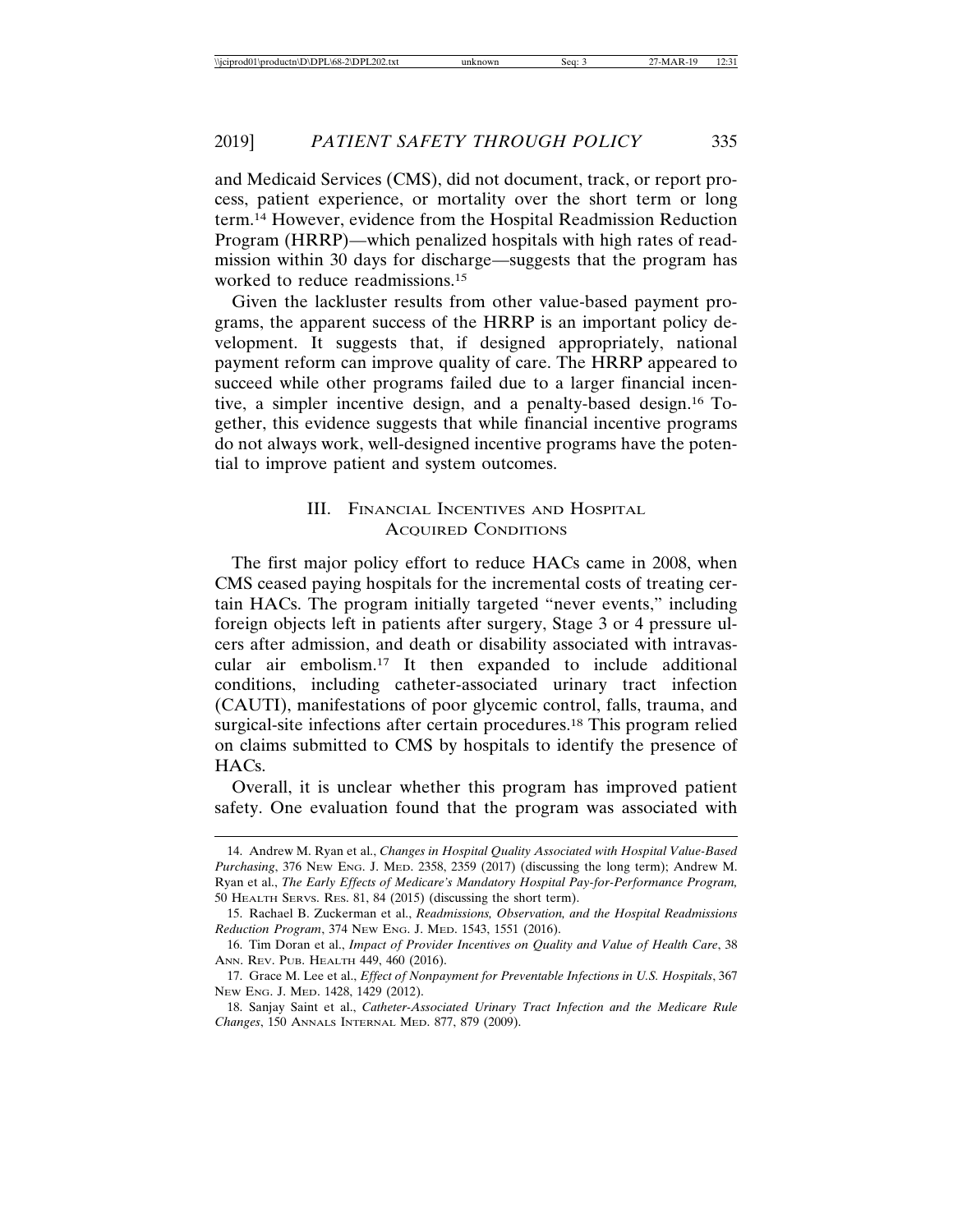and Medicaid Services (CMS), did not document, track, or report process, patient experience, or mortality over the short term or long term.[14] However, evidence from the Hospital Readmission Reduction Program (HRRP)—which penalized hospitals with high rates of readmission within 30 days for discharge—suggests that the program has worked to reduce readmissions.[15]

Given the lackluster results from other value-based payment programs, the apparent success of the HRRP is an important policy development. It suggests that, if designed appropriately, national payment reform can improve quality of care. The HRRP appeared to succeed while other programs failed due to a larger financial incentive, a simpler incentive design, and a penalty-based design.[16] Together, this evidence suggests that while financial incentive programs do not always work, well-designed incentive programs have the potential to improve patient and system outcomes.

## III. Financial Incentives and Hospital Acquired Conditions

The first major policy effort to reduce HACs came in 2008, when CMS ceased paying hospitals for the incremental costs of treating certain HACs. The program initially targeted "never events," including foreign objects left in patients after surgery, Stage 3 or 4 pressure ulcers after admission, and death or disability associated with intravascular air embolism.[17] It then expanded to include additional conditions, including catheter-associated urinary tract infection (CAUTI), manifestations of poor glycemic control, falls, trauma, and surgical-site infections after certain procedures.[18] This program relied on claims submitted to CMS by hospitals to identify the presence of HACs.

Overall, it is unclear whether this program has improved patient safety. One evaluation found that the program was associated with

---

14. Andrew M. Ryan et al., *Changes in Hospital Quality Associated with Hospital Value-Based Purchasing*, 376 New Eng. J. Med. 2358, 2359 (2017) (discussing the long term); Andrew M. Ryan et al., *The Early Effects of Medicare's Mandatory Hospital Pay-for-Performance Program,* 50 Health Servs. Res. 81, 84 (2015) (discussing the short term).

15. Rachael B. Zuckerman et al., *Readmissions, Observation, and the Hospital Readmissions Reduction Program*, 374 New Eng. J. Med. 1543, 1551 (2016).

16. Tim Doran et al., *Impact of Provider Incentives on Quality and Value of Health Care*, 38 Ann. Rev. Pub. Health 449, 460 (2016).

17. Grace M. Lee et al., *Effect of Nonpayment for Preventable Infections in U.S. Hospitals*, 367 New Eng. J. Med. 1428, 1429 (2012).

18. Sanjay Saint et al., *Catheter-Associated Urinary Tract Infection and the Medicare Rule Changes*, 150 Annals Internal Med. 877, 879 (2009).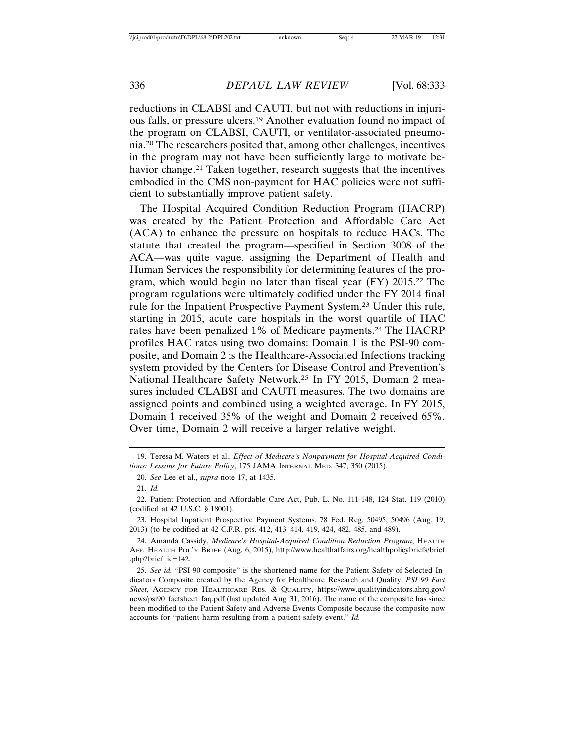reductions in CLABSI and CAUTI, but not with reductions in injurious falls, or pressure ulcers.[19] Another evaluation found no impact of the program on CLABSI, CAUTI, or ventilator-associated pneumonia.[20] The researchers posited that, among other challenges, incentives in the program may not have been sufficiently large to motivate behavior change.[21] Taken together, research suggests that the incentives embodied in the CMS non-payment for HAC policies were not sufficient to substantially improve patient safety.

The Hospital Acquired Condition Reduction Program (HACRP) was created by the Patient Protection and Affordable Care Act (ACA) to enhance the pressure on hospitals to reduce HACs. The statute that created the program—specified in Section 3008 of the ACA—was quite vague, assigning the Department of Health and Human Services the responsibility for determining features of the program, which would begin no later than fiscal year (FY) 2015.[22] The program regulations were ultimately codified under the FY 2014 final rule for the Inpatient Prospective Payment System.[23] Under this rule, starting in 2015, acute care hospitals in the worst quartile of HAC rates have been penalized 1% of Medicare payments.[24] The HACRP profiles HAC rates using two domains: Domain 1 is the PSI-90 composite, and Domain 2 is the Healthcare-Associated Infections tracking system provided by the Centers for Disease Control and Prevention's National Healthcare Safety Network.[25] In FY 2015, Domain 2 measures included CLABSI and CAUTI measures. The two domains are assigned points and combined using a weighted average. In FY 2015, Domain 1 received 35% of the weight and Domain 2 received 65%. Over time, Domain 2 will receive a larger relative weight.

---

19. Teresa M. Waters et al., *Effect of Medicare's Nonpayment for Hospital-Acquired Conditions: Lessons for Future Policy*, 175 JAMA INTERNAL MED. 347, 350 (2015).

20. *See* Lee et al., *supra* note 17, at 1435.

21. *Id.*

22. Patient Protection and Affordable Care Act, Pub. L. No. 111-148, 124 Stat. 119 (2010) (codified at 42 U.S.C. § 18001).

23. Hospital Inpatient Prospective Payment Systems, 78 Fed. Reg. 50495, 50496 (Aug. 19, 2013) (to be codified at 42 C.F.R. pts. 412, 413, 414, 419, 424, 482, 485, and 489).

24. Amanda Cassidy, *Medicare's Hospital-Acquired Condition Reduction Program*, HEALTH AFF. HEALTH POL'Y BRIEF (Aug. 6, 2015), http://www.healthaffairs.org/healthpolicybriefs/brief.php?brief_id=142.

25. *See id.* "PSI-90 composite" is the shortened name for the Patient Safety of Selected Indicators Composite created by the Agency for Healthcare Research and Quality. *PSI 90 Fact Sheet*, AGENCY FOR HEALTHCARE RES. & QUALITY, https://www.qualityindicators.ahrq.gov/news/psi90_factsheet_faq.pdf (last updated Aug. 31, 2016). The name of the composite has since been modified to the Patient Safety and Adverse Events Composite because the composite now accounts for "patient harm resulting from a patient safety event." *Id.*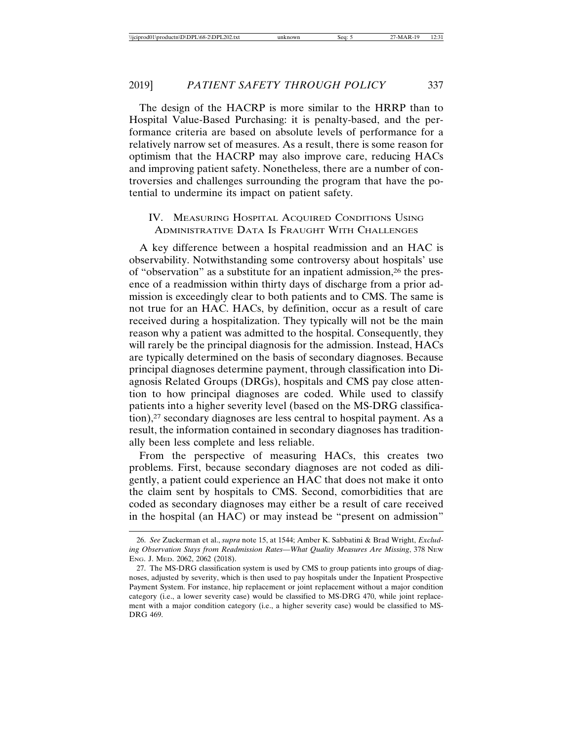The design of the HACRP is more similar to the HRRP than to Hospital Value-Based Purchasing: it is penalty-based, and the performance criteria are based on absolute levels of performance for a relatively narrow set of measures. As a result, there is some reason for optimism that the HACRP may also improve care, reducing HACs and improving patient safety. Nonetheless, there are a number of controversies and challenges surrounding the program that have the potential to undermine its impact on patient safety.

## IV. Measuring Hospital Acquired Conditions Using Administrative Data Is Fraught With Challenges

A key difference between a hospital readmission and an HAC is observability. Notwithstanding some controversy about hospitals' use of "observation" as a substitute for an inpatient admission,[26] the presence of a readmission within thirty days of discharge from a prior admission is exceedingly clear to both patients and to CMS. The same is not true for an HAC. HACs, by definition, occur as a result of care received during a hospitalization. They typically will not be the main reason why a patient was admitted to the hospital. Consequently, they will rarely be the principal diagnosis for the admission. Instead, HACs are typically determined on the basis of secondary diagnoses. Because principal diagnoses determine payment, through classification into Diagnosis Related Groups (DRGs), hospitals and CMS pay close attention to how principal diagnoses are coded. While used to classify patients into a higher severity level (based on the MS-DRG classification),[27] secondary diagnoses are less central to hospital payment. As a result, the information contained in secondary diagnoses has traditionally been less complete and less reliable.

From the perspective of measuring HACs, this creates two problems. First, because secondary diagnoses are not coded as diligently, a patient could experience an HAC that does not make it onto the claim sent by hospitals to CMS. Second, comorbidities that are coded as secondary diagnoses may either be a result of care received in the hospital (an HAC) or may instead be "present on admission"

---

26. *See* Zuckerman et al., *supra* note 15, at 1544; Amber K. Sabbatini & Brad Wright, *Excluding Observation Stays from Readmission Rates—What Quality Measures Are Missing*, 378 New Eng. J. Med. 2062, 2062 (2018).

27. The MS-DRG classification system is used by CMS to group patients into groups of diagnoses, adjusted by severity, which is then used to pay hospitals under the Inpatient Prospective Payment System. For instance, hip replacement or joint replacement without a major condition category (i.e., a lower severity case) would be classified to MS-DRG 470, while joint replacement with a major condition category (i.e., a higher severity case) would be classified to MS-DRG 469.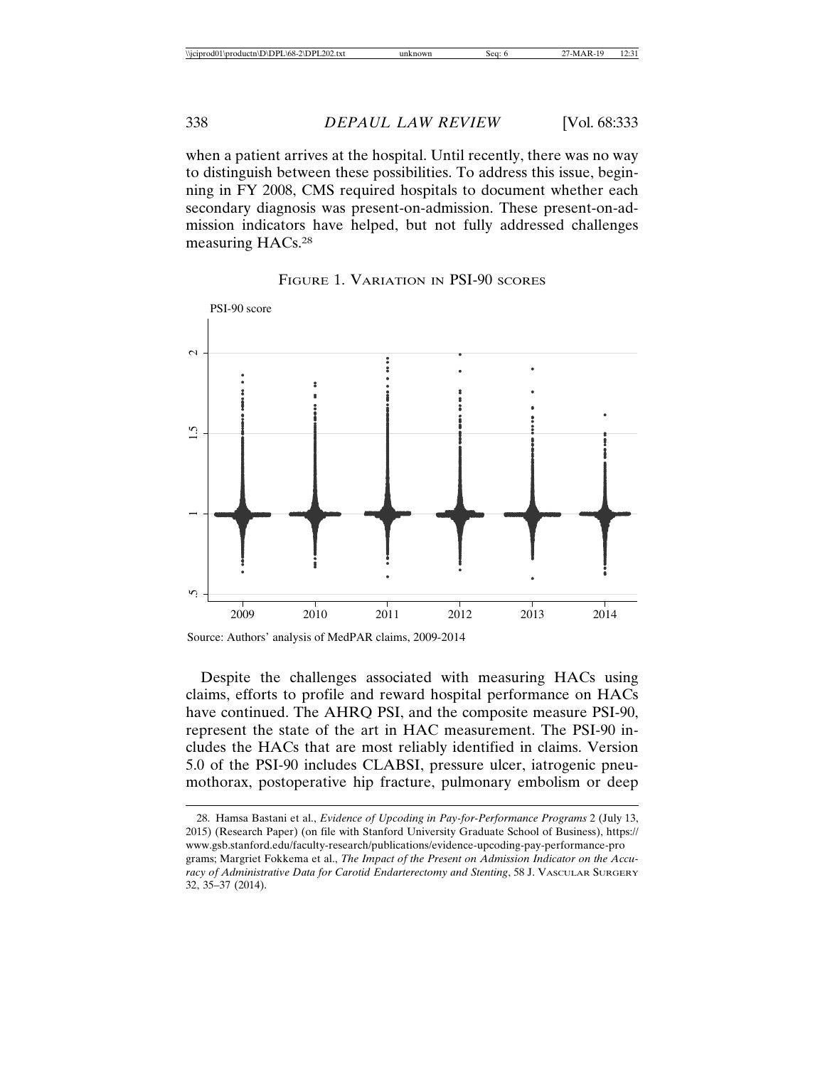when a patient arrives at the hospital. Until recently, there was no way to distinguish between these possibilities. To address this issue, beginning in FY 2008, CMS required hospitals to document whether each secondary diagnosis was present-on-admission. These present-on-admission indicators have helped, but not fully addressed challenges measuring HACs.[28]

FIGURE 1. VARIATION IN PSI-90 SCORES

Source: Authors' analysis of MedPAR claims, 2009-2014

Despite the challenges associated with measuring HACs using claims, efforts to profile and reward hospital performance on HACs have continued. The AHRQ PSI, and the composite measure PSI-90, represent the state of the art in HAC measurement. The PSI-90 includes the HACs that are most reliably identified in claims. Version 5.0 of the PSI-90 includes CLABSI, pressure ulcer, iatrogenic pneumothorax, postoperative hip fracture, pulmonary embolism or deep

---

28. Hamsa Bastani et al., *Evidence of Upcoding in Pay-for-Performance Programs* 2 (July 13, 2015) (Research Paper) (on file with Stanford University Graduate School of Business), https://www.gsb.stanford.edu/faculty-research/publications/evidence-upcoding-pay-performance-programs; Margriet Fokkema et al., *The Impact of the Present on Admission Indicator on the Accuracy of Administrative Data for Carotid Endarterectomy and Stenting*, 58 J. VASCULAR SURGERY 32, 35–37 (2014).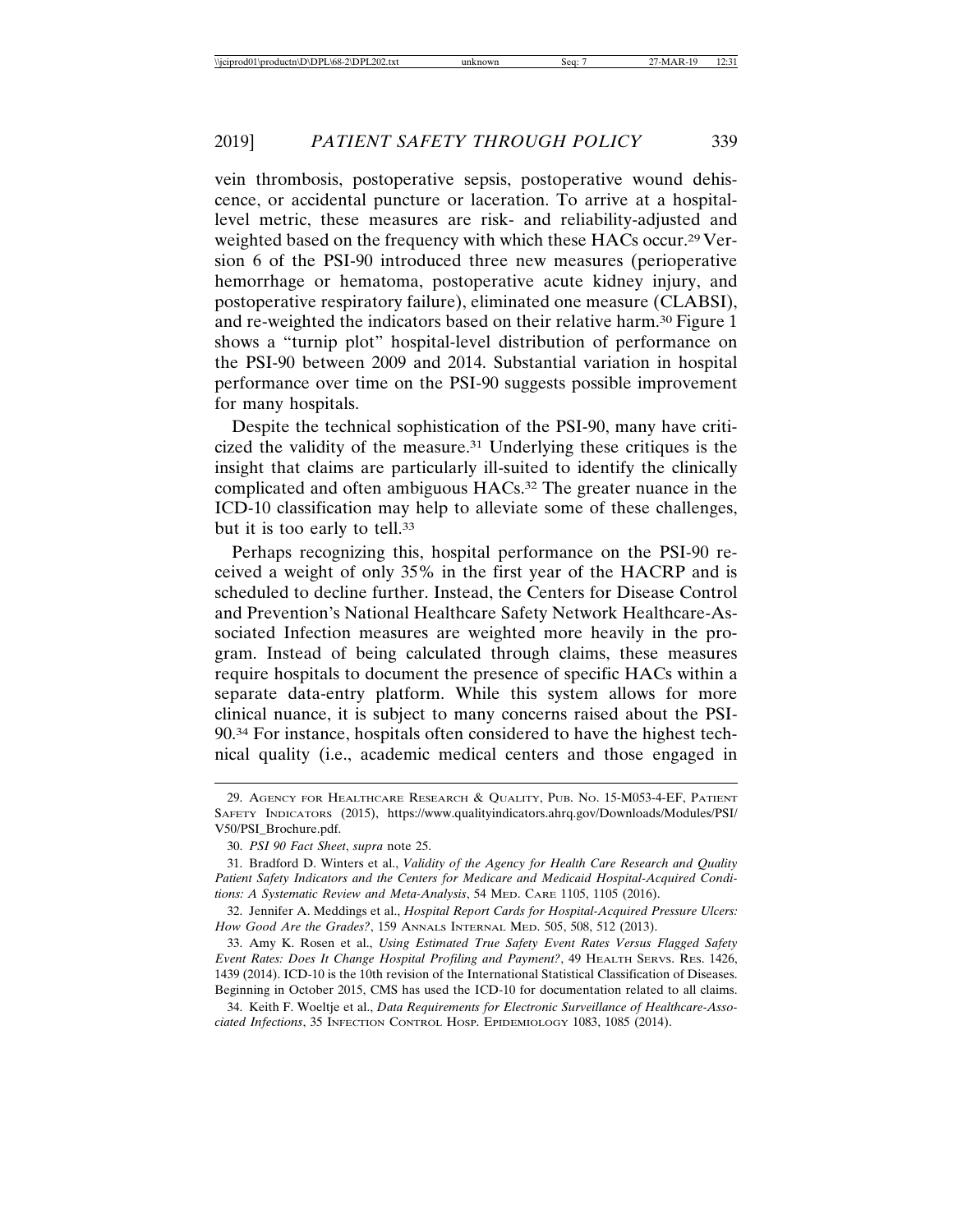vein thrombosis, postoperative sepsis, postoperative wound dehiscence, or accidental puncture or laceration. To arrive at a hospital-level metric, these measures are risk- and reliability-adjusted and weighted based on the frequency with which these HACs occur.[29] Version 6 of the PSI-90 introduced three new measures (perioperative hemorrhage or hematoma, postoperative acute kidney injury, and postoperative respiratory failure), eliminated one measure (CLABSI), and re-weighted the indicators based on their relative harm.[30] Figure 1 shows a "turnip plot" hospital-level distribution of performance on the PSI-90 between 2009 and 2014. Substantial variation in hospital performance over time on the PSI-90 suggests possible improvement for many hospitals.

Despite the technical sophistication of the PSI-90, many have criticized the validity of the measure.[31] Underlying these critiques is the insight that claims are particularly ill-suited to identify the clinically complicated and often ambiguous HACs.[32] The greater nuance in the ICD-10 classification may help to alleviate some of these challenges, but it is too early to tell.[33]

Perhaps recognizing this, hospital performance on the PSI-90 received a weight of only 35% in the first year of the HACRP and is scheduled to decline further. Instead, the Centers for Disease Control and Prevention's National Healthcare Safety Network Healthcare-Associated Infection measures are weighted more heavily in the program. Instead of being calculated through claims, these measures require hospitals to document the presence of specific HACs within a separate data-entry platform. While this system allows for more clinical nuance, it is subject to many concerns raised about the PSI-90.[34] For instance, hospitals often considered to have the highest technical quality (i.e., academic medical centers and those engaged in

---

29. Agency for Healthcare Research & Quality, Pub. No. 15-M053-4-EF, Patient Safety Indicators (2015), https://www.qualityindicators.ahrq.gov/Downloads/Modules/PSI/V50/PSI_Brochure.pdf.

30. *PSI 90 Fact Sheet*, *supra* note 25.

31. Bradford D. Winters et al., *Validity of the Agency for Health Care Research and Quality Patient Safety Indicators and the Centers for Medicare and Medicaid Hospital-Acquired Conditions: A Systematic Review and Meta-Analysis*, 54 Med. Care 1105, 1105 (2016).

32. Jennifer A. Meddings et al., *Hospital Report Cards for Hospital-Acquired Pressure Ulcers: How Good Are the Grades?*, 159 Annals Internal Med. 505, 508, 512 (2013).

33. Amy K. Rosen et al., *Using Estimated True Safety Event Rates Versus Flagged Safety Event Rates: Does It Change Hospital Profiling and Payment?*, 49 Health Servs. Res. 1426, 1439 (2014). ICD-10 is the 10th revision of the International Statistical Classification of Diseases. Beginning in October 2015, CMS has used the ICD-10 for documentation related to all claims.

34. Keith F. Woeltje et al., *Data Requirements for Electronic Surveillance of Healthcare-Associated Infections*, 35 Infection Control Hosp. Epidemiology 1083, 1085 (2014).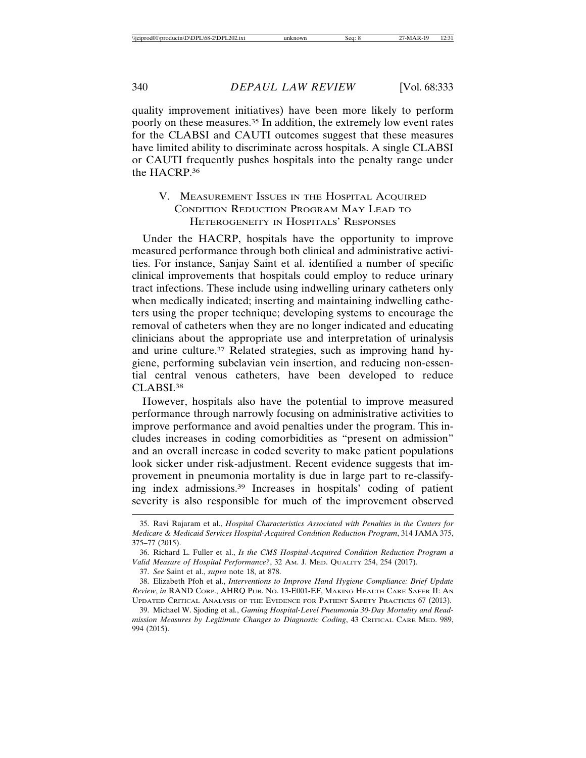quality improvement initiatives) have been more likely to perform poorly on these measures.[35] In addition, the extremely low event rates for the CLABSI and CAUTI outcomes suggest that these measures have limited ability to discriminate across hospitals. A single CLABSI or CAUTI frequently pushes hospitals into the penalty range under the HACRP.[36]

## V. Measurement Issues in the Hospital Acquired Condition Reduction Program May Lead to Heterogeneity in Hospitals' Responses

Under the HACRP, hospitals have the opportunity to improve measured performance through both clinical and administrative activities. For instance, Sanjay Saint et al. identified a number of specific clinical improvements that hospitals could employ to reduce urinary tract infections. These include using indwelling urinary catheters only when medically indicated; inserting and maintaining indwelling catheters using the proper technique; developing systems to encourage the removal of catheters when they are no longer indicated and educating clinicians about the appropriate use and interpretation of urinalysis and urine culture.[37] Related strategies, such as improving hand hygiene, performing subclavian vein insertion, and reducing non-essential central venous catheters, have been developed to reduce CLABSI.[38]

However, hospitals also have the potential to improve measured performance through narrowly focusing on administrative activities to improve performance and avoid penalties under the program. This includes increases in coding comorbidities as "present on admission" and an overall increase in coded severity to make patient populations look sicker under risk-adjustment. Recent evidence suggests that improvement in pneumonia mortality is due in large part to re-classifying index admissions.[39] Increases in hospitals' coding of patient severity is also responsible for much of the improvement observed

---

35. Ravi Rajaram et al., *Hospital Characteristics Associated with Penalties in the Centers for Medicare & Medicaid Services Hospital-Acquired Condition Reduction Program*, 314 JAMA 375, 375–77 (2015).

36. Richard L. Fuller et al., *Is the CMS Hospital-Acquired Condition Reduction Program a Valid Measure of Hospital Performance?*, 32 Am. J. Med. Quality 254, 254 (2017).

37. *See* Saint et al., *supra* note 18, at 878.

38. Elizabeth Pfoh et al., *Interventions to Improve Hand Hygiene Compliance: Brief Update Review*, *in* RAND Corp., AHRQ Pub. No. 13-E001-EF, Making Health Care Safer II: An Updated Critical Analysis of the Evidence for Patient Safety Practices 67 (2013).

39. Michael W. Sjoding et al., *Gaming Hospital-Level Pneumonia 30-Day Mortality and Readmission Measures by Legitimate Changes to Diagnostic Coding*, 43 Critical Care Med. 989, 994 (2015).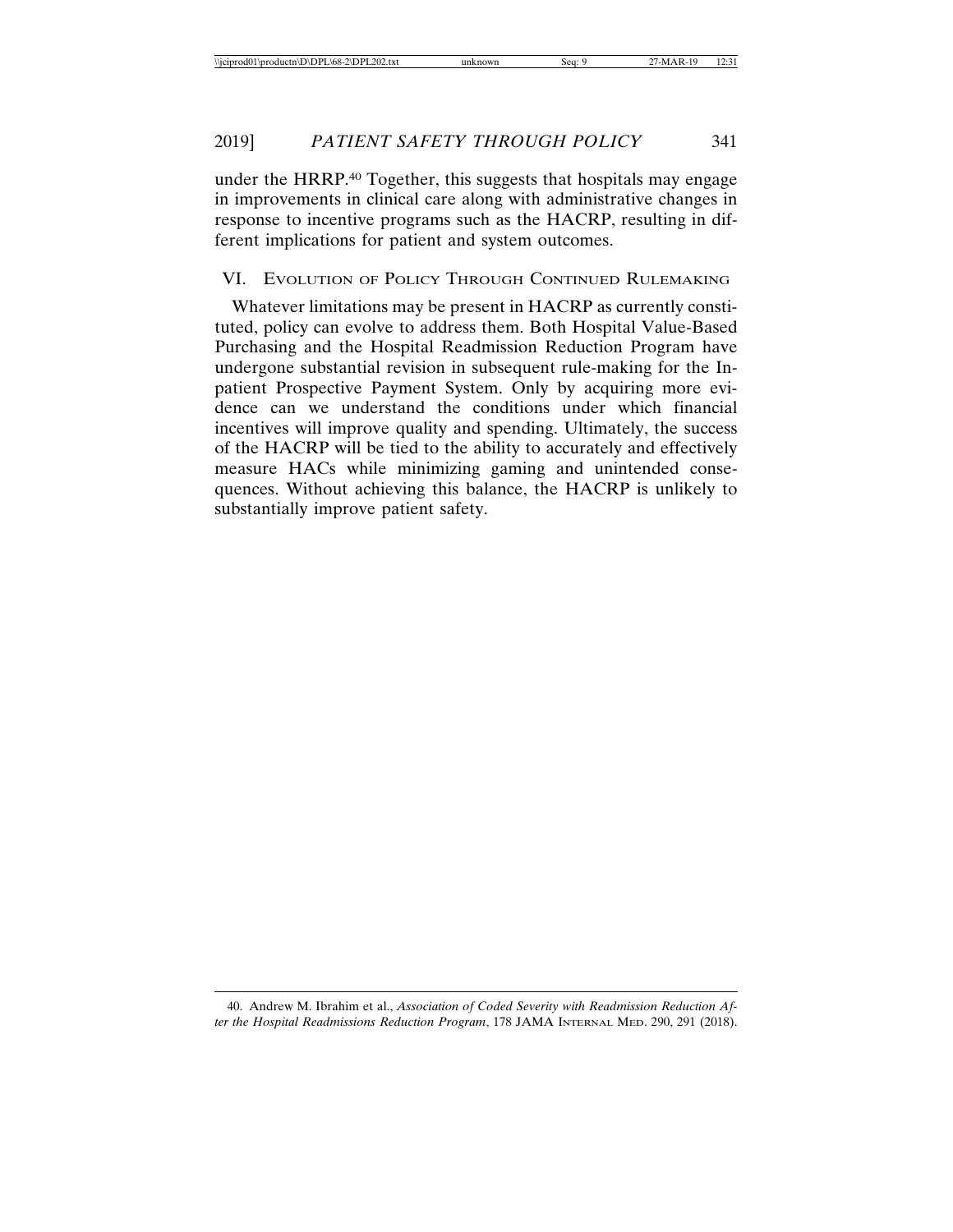under the HRRP.[40] Together, this suggests that hospitals may engage in improvements in clinical care along with administrative changes in response to incentive programs such as the HACRP, resulting in different implications for patient and system outcomes.

## VI. Evolution of Policy Through Continued Rulemaking

Whatever limitations may be present in HACRP as currently constituted, policy can evolve to address them. Both Hospital Value-Based Purchasing and the Hospital Readmission Reduction Program have undergone substantial revision in subsequent rule-making for the Inpatient Prospective Payment System. Only by acquiring more evidence can we understand the conditions under which financial incentives will improve quality and spending. Ultimately, the success of the HACRP will be tied to the ability to accurately and effectively measure HACs while minimizing gaming and unintended consequences. Without achieving this balance, the HACRP is unlikely to substantially improve patient safety.

---

40. Andrew M. Ibrahim et al., *Association of Coded Severity with Readmission Reduction After the Hospital Readmissions Reduction Program*, 178 JAMA Internal Med. 290, 291 (2018).